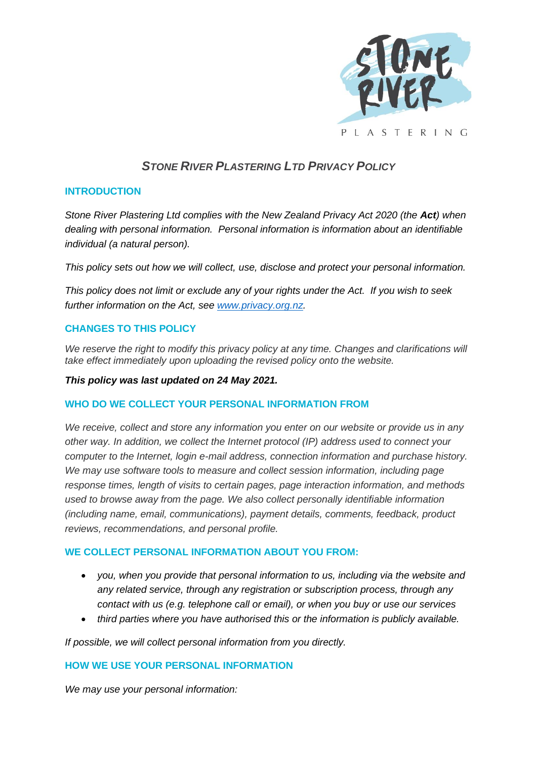# *STONE RIVER PLASTERING LTD PRIVACY POLICY*

## INTRODUCTION

*Stone River Plastering Ltd complies with the New Zealand Privacy Act 2020 (the **Act**) when dealing with personal information. Personal information is information about an identifiable individual (a natural person).*

*This policy sets out how we will collect, use, disclose and protect your personal information.*

*This policy does not limit or exclude any of your rights under the Act. If you wish to seek further information on the Act, see [www.privacy.org.nz](http://www.privacy.org.nz).*

## CHANGES TO THIS POLICY

*We reserve the right to modify this privacy policy at any time. Changes and clarifications will take effect immediately upon uploading the revised policy onto the website.*

***This policy was last updated on 24 May 2021.***

## WHO DO WE COLLECT YOUR PERSONAL INFORMATION FROM

*We receive, collect and store any information you enter on our website or provide us in any other way. In addition, we collect the Internet protocol (IP) address used to connect your computer to the Internet, login e-mail address, connection information and purchase history. We may use software tools to measure and collect session information, including page response times, length of visits to certain pages, page interaction information, and methods used to browse away from the page. We also collect personally identifiable information (including name, email, communications), payment details, comments, feedback, product reviews, recommendations, and personal profile.*

## WE COLLECT PERSONAL INFORMATION ABOUT YOU FROM:

- *you, when you provide that personal information to us, including via the website and any related service, through any registration or subscription process, through any contact with us (e.g. telephone call or email), or when you buy or use our services*
- *third parties where you have authorised this or the information is publicly available.*

*If possible, we will collect personal information from you directly.*

## HOW WE USE YOUR PERSONAL INFORMATION

*We may use your personal information:*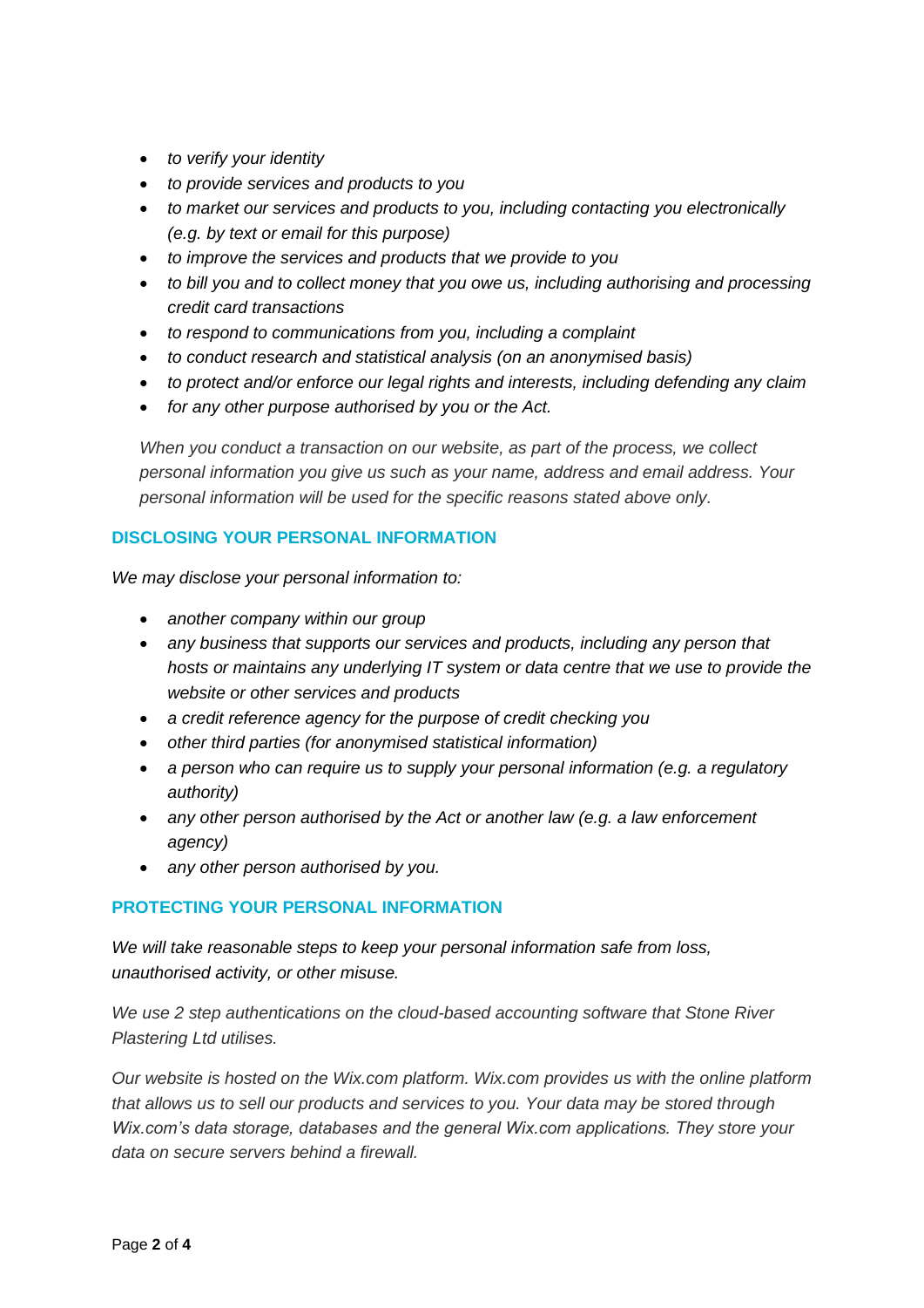- *to verify your identity*
- *to provide services and products to you*
- *to market our services and products to you, including contacting you electronically (e.g. by text or email for this purpose)*
- *to improve the services and products that we provide to you*
- *to bill you and to collect money that you owe us, including authorising and processing credit card transactions*
- *to respond to communications from you, including a complaint*
- *to conduct research and statistical analysis (on an anonymised basis)*
- *to protect and/or enforce our legal rights and interests, including defending any claim*
- *for any other purpose authorised by you or the Act.*

*When you conduct a transaction on our website, as part of the process, we collect personal information you give us such as your name, address and email address. Your personal information will be used for the specific reasons stated above only.*

## DISCLOSING YOUR PERSONAL INFORMATION

*We may disclose your personal information to:*

- *another company within our group*
- *any business that supports our services and products, including any person that hosts or maintains any underlying IT system or data centre that we use to provide the website or other services and products*
- *a credit reference agency for the purpose of credit checking you*
- *other third parties (for anonymised statistical information)*
- *a person who can require us to supply your personal information (e.g. a regulatory authority)*
- *any other person authorised by the Act or another law (e.g. a law enforcement agency)*
- *any other person authorised by you.*

## PROTECTING YOUR PERSONAL INFORMATION

*We will take reasonable steps to keep your personal information safe from loss, unauthorised activity, or other misuse.*

*We use 2 step authentications on the cloud-based accounting software that Stone River Plastering Ltd utilises.*

*Our website is hosted on the Wix.com platform. Wix.com provides us with the online platform that allows us to sell our products and services to you. Your data may be stored through Wix.com's data storage, databases and the general Wix.com applications. They store your data on secure servers behind a firewall.*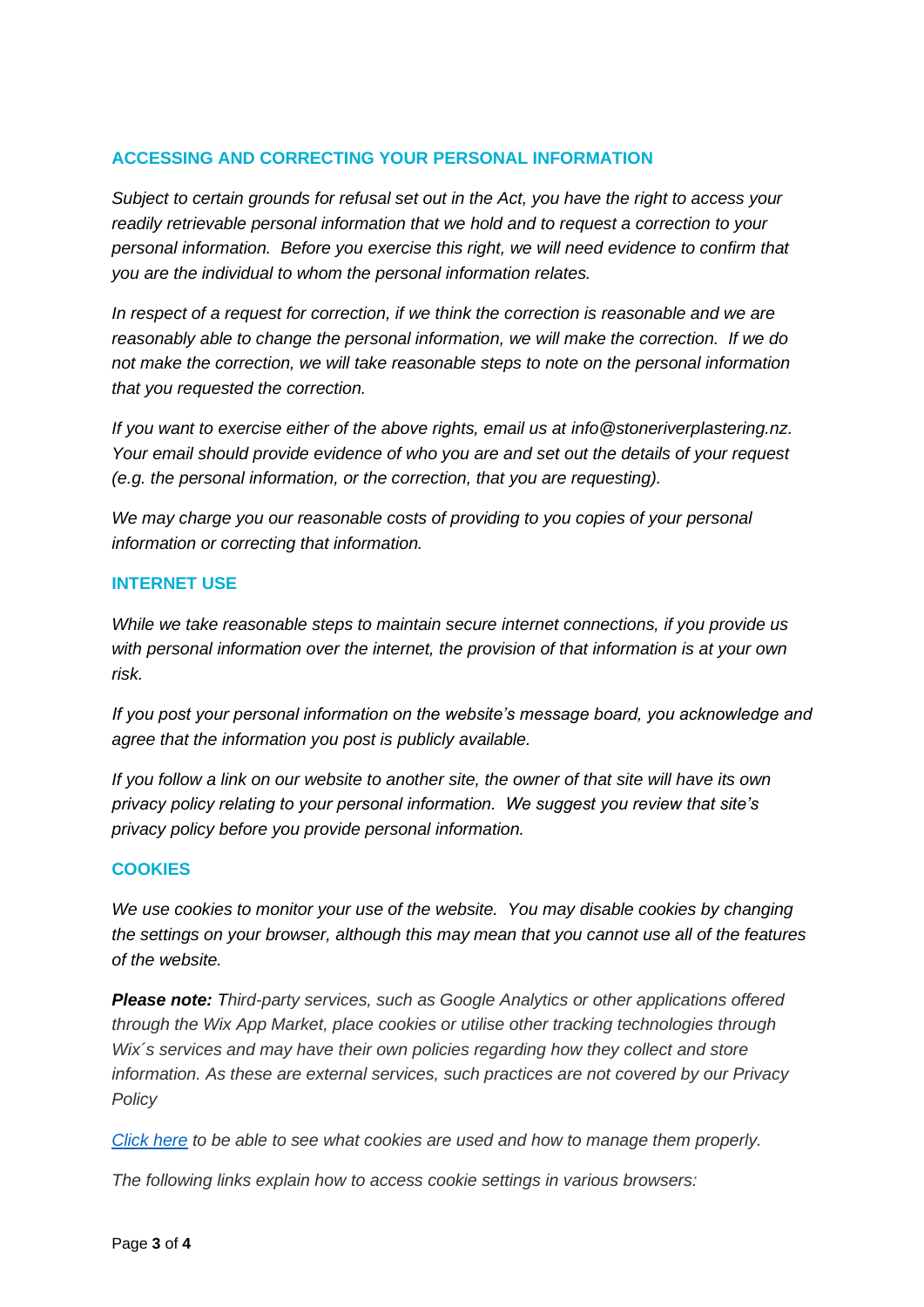## ACCESSING AND CORRECTING YOUR PERSONAL INFORMATION

*Subject to certain grounds for refusal set out in the Act, you have the right to access your readily retrievable personal information that we hold and to request a correction to your personal information. Before you exercise this right, we will need evidence to confirm that you are the individual to whom the personal information relates.*

*In respect of a request for correction, if we think the correction is reasonable and we are reasonably able to change the personal information, we will make the correction. If we do not make the correction, we will take reasonable steps to note on the personal information that you requested the correction.*

*If you want to exercise either of the above rights, email us at info@stoneriverplastering.nz. Your email should provide evidence of who you are and set out the details of your request (e.g. the personal information, or the correction, that you are requesting).*

*We may charge you our reasonable costs of providing to you copies of your personal information or correcting that information.*

## INTERNET USE

*While we take reasonable steps to maintain secure internet connections, if you provide us with personal information over the internet, the provision of that information is at your own risk.*

*If you post your personal information on the website's message board, you acknowledge and agree that the information you post is publicly available.*

*If you follow a link on our website to another site, the owner of that site will have its own privacy policy relating to your personal information. We suggest you review that site's privacy policy before you provide personal information.*

## COOKIES

*We use cookies to monitor your use of the website. You may disable cookies by changing the settings on your browser, although this may mean that you cannot use all of the features of the website.*

***Please note:** Third-party services, such as Google Analytics or other applications offered through the Wix App Market, place cookies or utilise other tracking technologies through Wix´s services and may have their own policies regarding how they collect and store information. As these are external services, such practices are not covered by our Privacy Policy*

*Click here to be able to see what cookies are used and how to manage them properly.*

*The following links explain how to access cookie settings in various browsers:*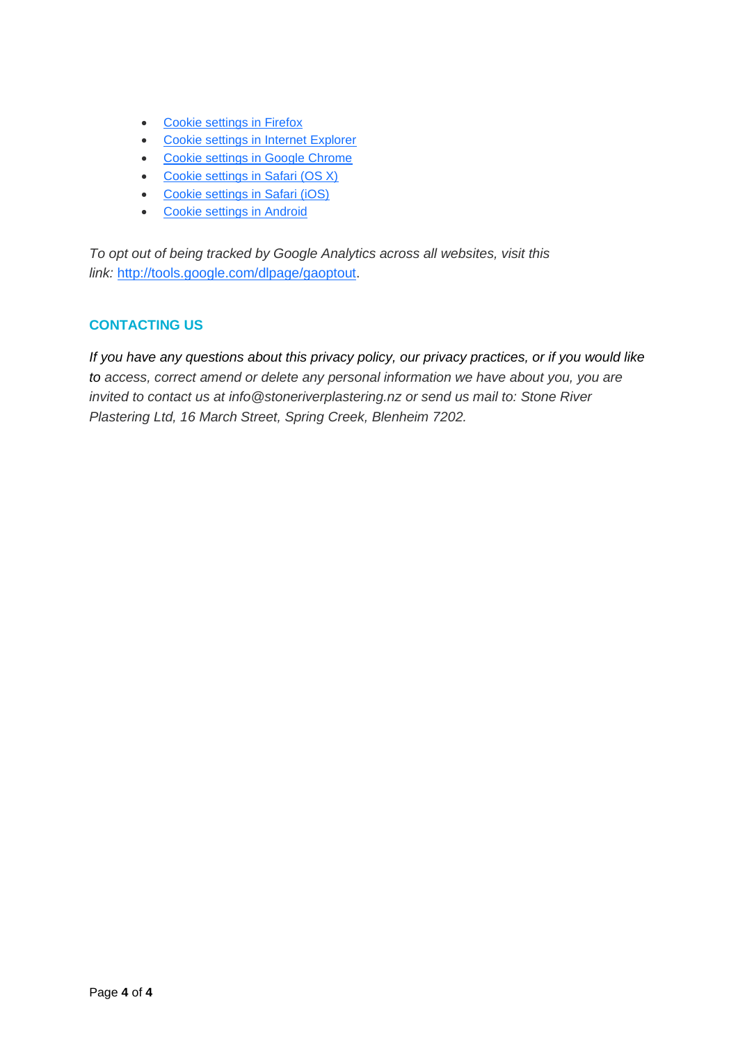- Cookie settings in Firefox
- Cookie settings in Internet Explorer
- Cookie settings in Google Chrome
- Cookie settings in Safari (OS X)
- Cookie settings in Safari (iOS)
- Cookie settings in Android

*To opt out of being tracked by Google Analytics across all websites, visit this link:* http://tools.google.com/dlpage/gaoptout.

## CONTACTING US

*If you have any questions about this privacy policy, our privacy practices, or if you would like to access, correct amend or delete any personal information we have about you, you are invited to contact us at info@stoneriverplastering.nz or send us mail to: Stone River Plastering Ltd, 16 March Street, Spring Creek, Blenheim 7202.*